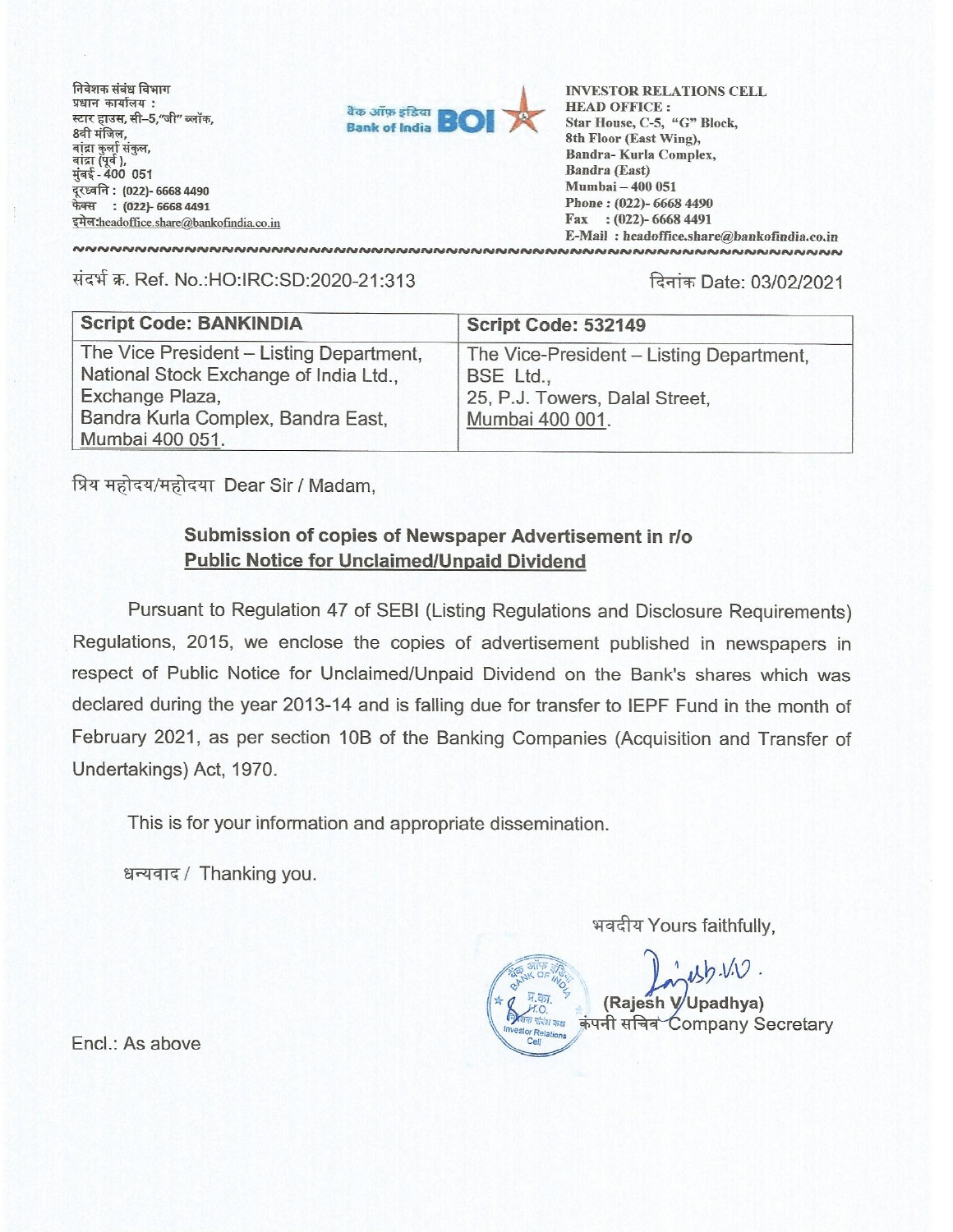निवेशक संबंध विभाग
प्रधान कार्यालय :
स्टार हाउस, सी–5,"जी" ब्लॉक,
8वी मंजिल,
बांद्रा कुर्ला संकुल,
बांद्रा (पूर्व ),
मुंबई - 400 051
दूरध्वनि : (022)- 6668 4490
फेक्स : (022)- 6668 4491
इमेल:headoffice.share@bankofindia.co.in

बैंक ऑफ़ इंडिया Bank of India BOI

**INVESTOR RELATIONS CELL**
**HEAD OFFICE :**
**Star House, C-5, "G" Block,**
**8th Floor (East Wing),**
**Bandra- Kurla Complex,**
**Bandra (East)**
**Mumbai – 400 051**
**Phone : (022)- 6668 4490**
**Fax : (022)- 6668 4491**
**E-Mail : headoffice.share@bankofindia.co.in**

संदर्भ क्र. Ref. No.:HO:IRC:SD:2020-21:313

दिनांक Date: 03/02/2021

| Script Code: BANKINDIA | Script Code: 532149 |
|---|---|
| The Vice President – Listing Department, National Stock Exchange of India Ltd., Exchange Plaza, Bandra Kurla Complex, Bandra East, Mumbai 400 051. | The Vice-President – Listing Department, BSE Ltd., 25, P.J. Towers, Dalal Street, Mumbai 400 001. |

प्रिय महोदय/महोदया Dear Sir / Madam,

**Submission of copies of Newspaper Advertisement in r/o**
**Public Notice for Unclaimed/Unpaid Dividend**

Pursuant to Regulation 47 of SEBI (Listing Regulations and Disclosure Requirements) Regulations, 2015, we enclose the copies of advertisement published in newspapers in respect of Public Notice for Unclaimed/Unpaid Dividend on the Bank's shares which was declared during the year 2013-14 and is falling due for transfer to IEPF Fund in the month of February 2021, as per section 10B of the Banking Companies (Acquisition and Transfer of Undertakings) Act, 1970.

This is for your information and appropriate dissemination.

धन्यवाद / Thanking you.

भवदीय Yours faithfully,

(Rajesh V Upadhya)
कंपनी सचिव Company Secretary

Encl.: As above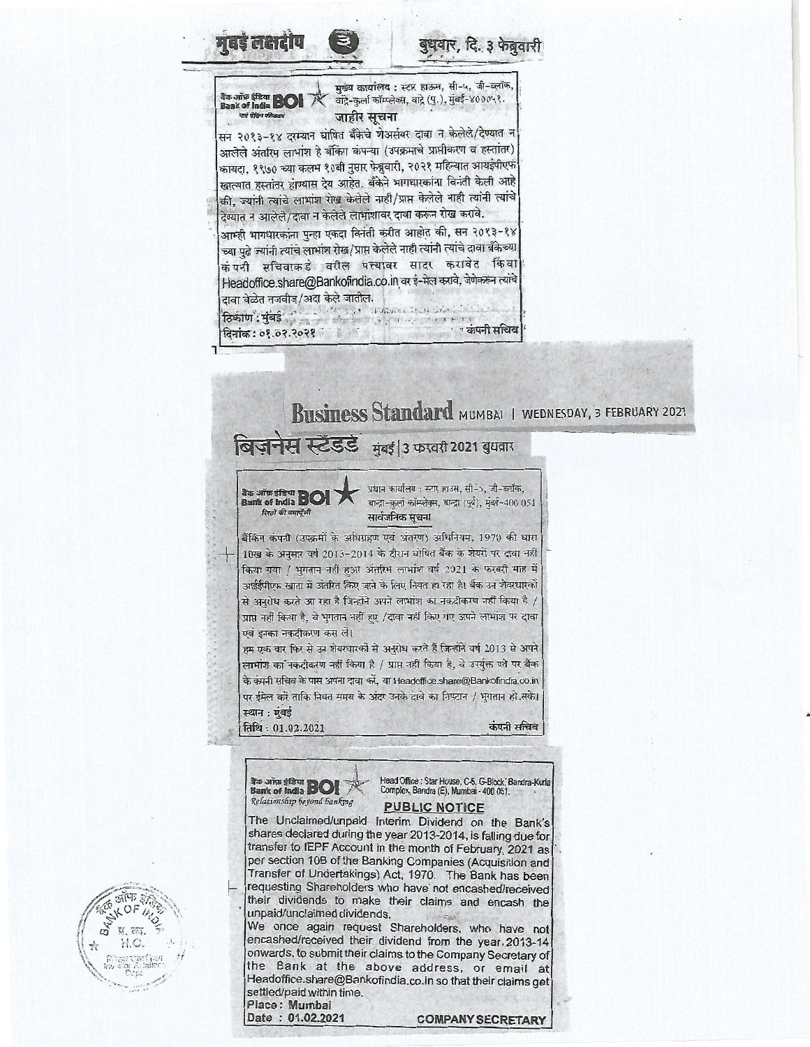मुंबई लक्षदीप

बुधवार, दि. ३ फेब्रुवारी

बँक ऑफ इंडिया BOI
Bank of India

मुख्य कार्यालय : स्टार हाऊस, सी-५, जी-ब्लॉक, वांद्रे-कुर्ला कॉम्प्लेक्स, वांद्रे (पु.), मुंबई-४०००५१.

## जाहीर सूचना

सन २०१३-१४ दरम्यान घोषित बँकेचे शेअर्सवर दावा न केलेले/देण्यात न आलेले अंतरिम लाभांश हे बँकिंग कंपन्या (उपक्रमाचे प्राधीकरण व हस्तांतर) कायदा, १९७० च्या कलम १०बी नुसार फेब्रुवारी, २०२१ महिन्यात आयईपीएफ खात्यात हस्तांतर होण्यास देय आहेत. बँकेने भागधारकांना विनंती केली आहे की, ज्यांनी त्यांचे लाभांश रोख केलेले नाही/प्राप्त केलेले नाही त्यांनी त्यांचे देण्यात न आलेले/दावा न केलेले लाभांशावर दावा करून रोख करावे.

आम्ही भागधारकांना पुन्हा एकदा विनंती करीत आहोत की, सन २०१३-१४ च्या पुढे ज्यांनी त्यांचे लाभांश रोख/प्राप्त केलेले नाही त्यांनी त्यांचे दावा बँकेच्या कंपनी सचिवाकडे वरील पत्त्यावर सादर करावेत किंवा Headoffice.share@Bankofindia.co.in वर ई-मेल करावे, जेणेकरून त्यांचे दावा वेळेत नजवीज/अदा केले जातील.

ठिकाण : मुंबई
दिनांक : ०१.०२.२०२१

कंपनी सचिव

---

Business Standard MUMBAI | WEDNESDAY, 3 FEBRUARY 2021

बिज़नेस स्टैंडर्ड मुंबई | 3 फरवरी 2021 बुधवार

बैंक ऑफ इंडिया BOI
Bank of India
रिश्तों की जमापूँजी

प्रधान कार्यालय : स्टार हाउस, सी-5, जी-ब्लॉक, बान्द्रा-कुर्ला कॉम्प्लेक्स, बान्द्रा (पूर्व), मुंबई-400 051

## सार्वजनिक सूचना

बैंकिंग कंपनी (उपक्रमों के अधिग्रहण एवं अंतरण) अधिनियम, 1970 की धारा 10ख के अनुसार वर्ष 2013-2014 के दौरान घोषित बैंक के शेयरों पर दावा नहीं किया गया / भुगतान नहीं हुआ अंतरिम लाभांश वर्ष 2021 के फरवरी माह में आईईपीएफ खाता में अंतरित किए जाने के लिए नियत हो रहा है बैंक उन शेयरधारकों से अनुरोध करते आ रहा है जिन्होंने अपने लाभांश का नकदीकरण नहीं किया है / प्राप्त नहीं किया है, वे भुगतान नहीं हुए /दावा नहीं किए गए अपने लाभांश पर दावा एवं इनका नकदीकरण कर लें।

हम एक बार फिर से उन शेयरधारकों से अनुरोध करते हैं जिन्होंने वर्ष 2013 से अपने लाभांश का नकदीकरण नहीं किया है / प्राप्त नहीं किया है, वे उपर्युक्त पते पर बैंक के कंपनी सचिव के पास अपना दावा करें, या Headoffice.share@Bankofindia.co.in पर ईमेल करें ताकि नियत समय के अंदर उनके दावे का निपटान / भुगतान हो सके।

स्थान : मुंबई
तिथि : 01.02.2021

कंपनी सचिव

---

बैंक ऑफ इंडिया BOI
Bank of India
*Relationship beyond banking*

Head Office : Star House, C-5, G-Block, Bandra-Kurla Complex, Bandra (E), Mumbai - 400 051.

## PUBLIC NOTICE

The Unclaimed/unpaid Interim Dividend on the Bank's shares declared during the year 2013-2014, is falling due for transfer to IEPF Account in the month of February, 2021 as per section 10B of the Banking Companies (Acquisition and Transfer of Undertakings) Act, 1970. The Bank has been requesting Shareholders who have not encashed/received their dividends to make their claims and encash the unpaid/unclaimed dividends.

We once again request Shareholders, who have not encashed/received their dividend from the year 2013-14 onwards, to submit their claims to the Company Secretary of the Bank at the above address, or email at Headoffice.share@Bankofindia.co.in so that their claims get settled/paid within time.

Place : Mumbai
Date : 01.02.2021

COMPANY SECRETARY